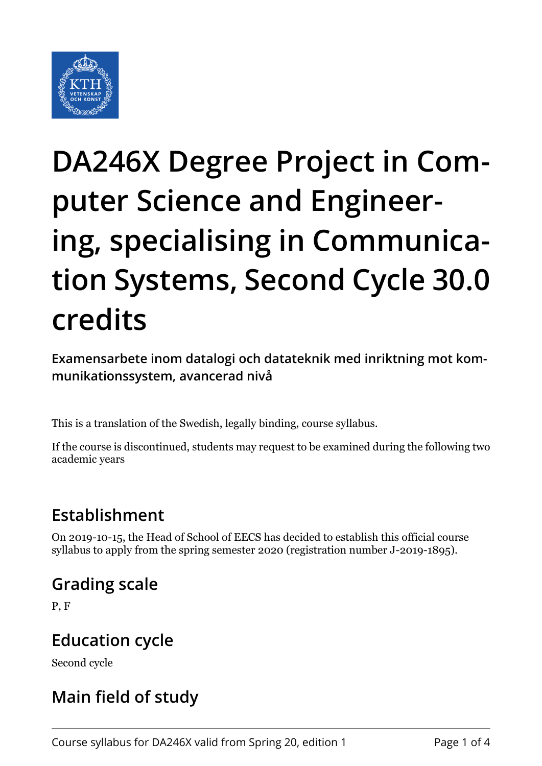# DA246X Degree Project in Computer Science and Engineering, specialising in Communication Systems, Second Cycle 30.0 credits

**Examensarbete inom datalogi och datateknik med inriktning mot kommunikationssystem, avancerad nivå**

This is a translation of the Swedish, legally binding, course syllabus.

If the course is discontinued, students may request to be examined during the following two academic years

## Establishment

On 2019-10-15, the Head of School of EECS has decided to establish this official course syllabus to apply from the spring semester 2020 (registration number J-2019-1895).

## Grading scale

P, F

## Education cycle

Second cycle

## Main field of study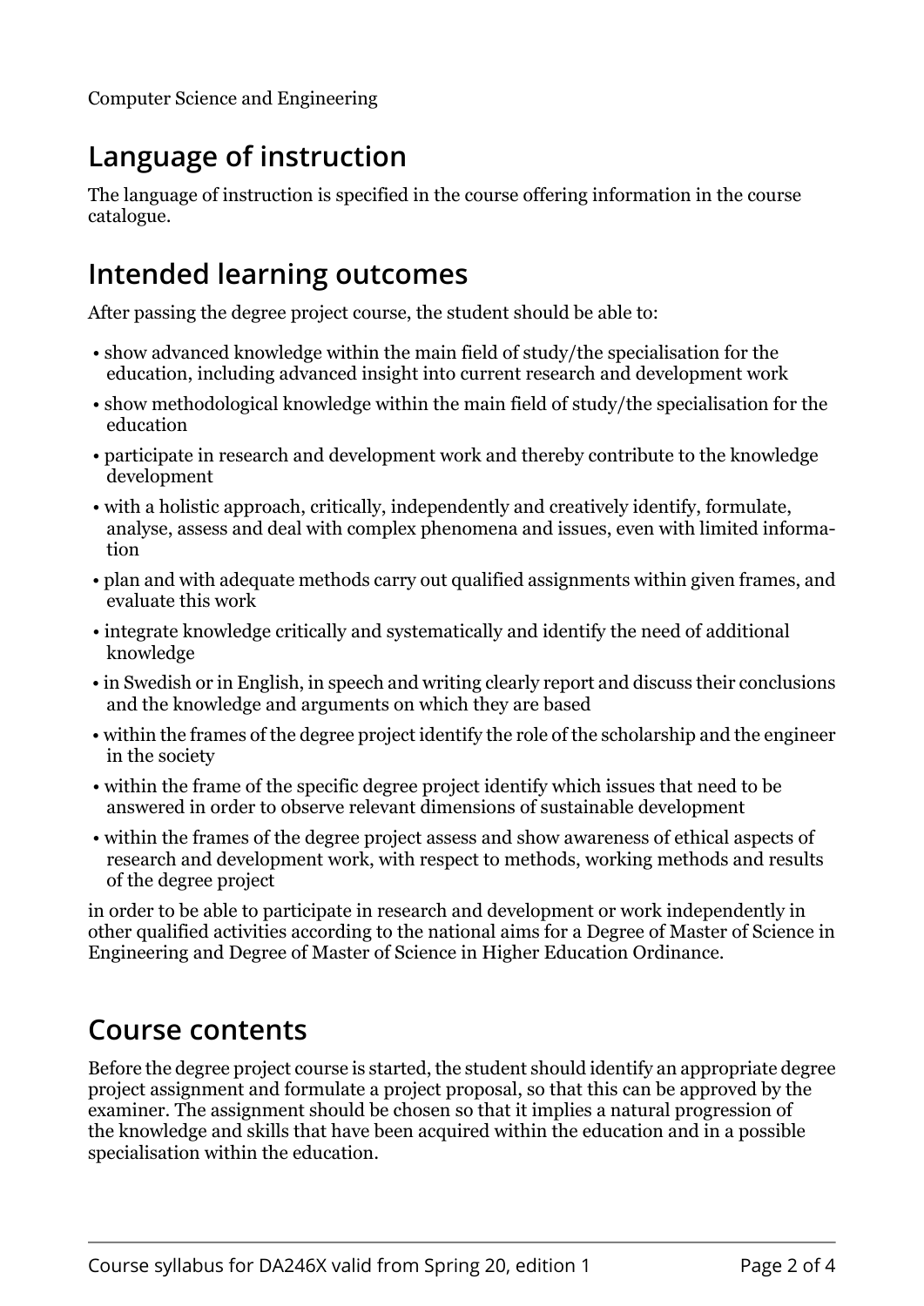Computer Science and Engineering

## Language of instruction

The language of instruction is specified in the course offering information in the course catalogue.

## Intended learning outcomes

After passing the degree project course, the student should be able to:

- show advanced knowledge within the main field of study/the specialisation for the education, including advanced insight into current research and development work
- show methodological knowledge within the main field of study/the specialisation for the education
- participate in research and development work and thereby contribute to the knowledge development
- with a holistic approach, critically, independently and creatively identify, formulate, analyse, assess and deal with complex phenomena and issues, even with limited information
- plan and with adequate methods carry out qualified assignments within given frames, and evaluate this work
- integrate knowledge critically and systematically and identify the need of additional knowledge
- in Swedish or in English, in speech and writing clearly report and discuss their conclusions and the knowledge and arguments on which they are based
- within the frames of the degree project identify the role of the scholarship and the engineer in the society
- within the frame of the specific degree project identify which issues that need to be answered in order to observe relevant dimensions of sustainable development
- within the frames of the degree project assess and show awareness of ethical aspects of research and development work, with respect to methods, working methods and results of the degree project

in order to be able to participate in research and development or work independently in other qualified activities according to the national aims for a Degree of Master of Science in Engineering and Degree of Master of Science in Higher Education Ordinance.

## Course contents

Before the degree project course is started, the student should identify an appropriate degree project assignment and formulate a project proposal, so that this can be approved by the examiner. The assignment should be chosen so that it implies a natural progression of the knowledge and skills that have been acquired within the education and in a possible specialisation within the education.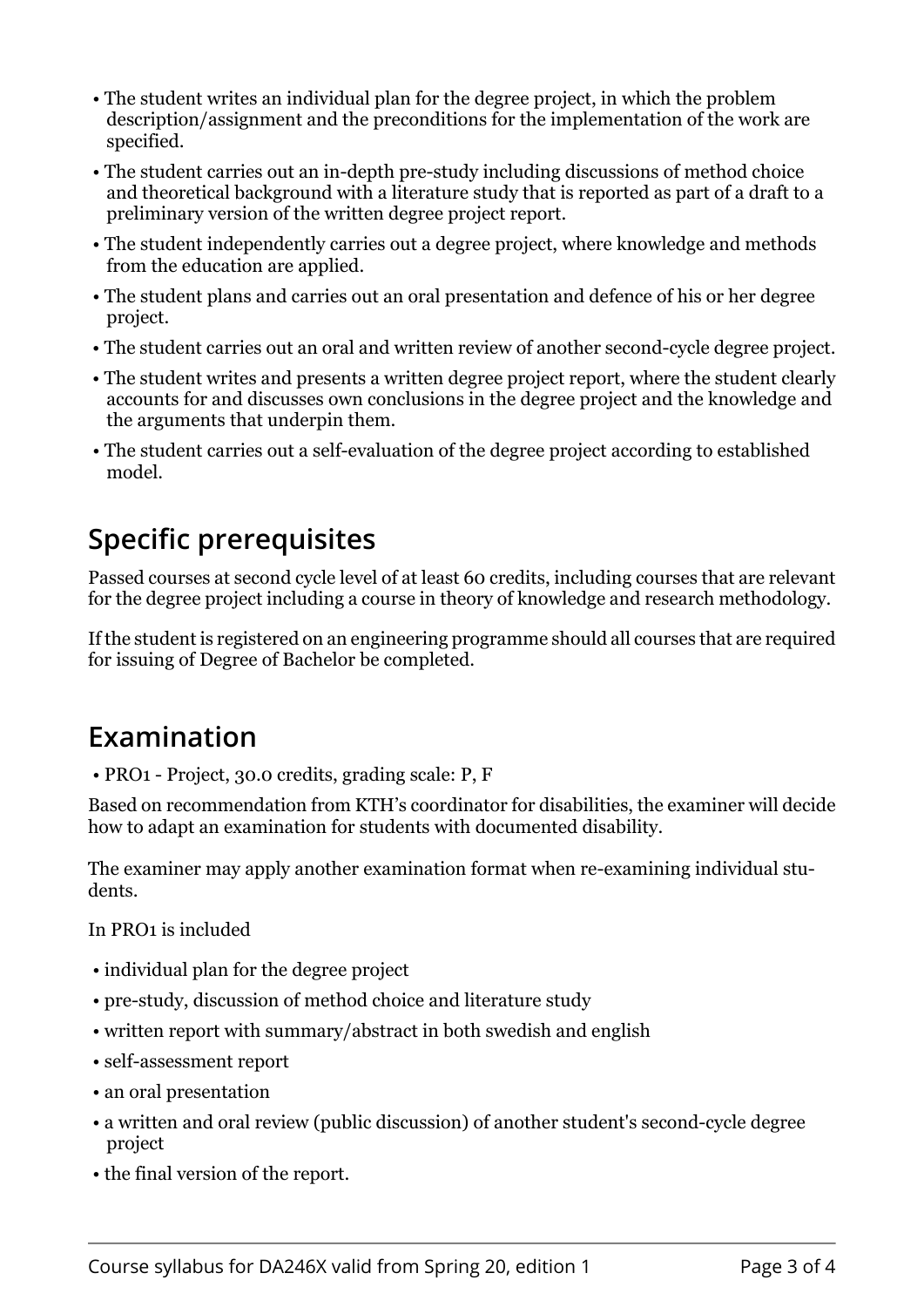- The student writes an individual plan for the degree project, in which the problem description/assignment and the preconditions for the implementation of the work are specified.
- The student carries out an in-depth pre-study including discussions of method choice and theoretical background with a literature study that is reported as part of a draft to a preliminary version of the written degree project report.
- The student independently carries out a degree project, where knowledge and methods from the education are applied.
- The student plans and carries out an oral presentation and defence of his or her degree project.
- The student carries out an oral and written review of another second-cycle degree project.
- The student writes and presents a written degree project report, where the student clearly accounts for and discusses own conclusions in the degree project and the knowledge and the arguments that underpin them.
- The student carries out a self-evaluation of the degree project according to established model.

## Specific prerequisites

Passed courses at second cycle level of at least 60 credits, including courses that are relevant for the degree project including a course in theory of knowledge and research methodology.

If the student is registered on an engineering programme should all courses that are required for issuing of Degree of Bachelor be completed.

## Examination

- PRO1 - Project, 30.0 credits, grading scale: P, F

Based on recommendation from KTH's coordinator for disabilities, the examiner will decide how to adapt an examination for students with documented disability.

The examiner may apply another examination format when re-examining individual students.

In PRO1 is included

- individual plan for the degree project
- pre-study, discussion of method choice and literature study
- written report with summary/abstract in both swedish and english
- self-assessment report
- an oral presentation
- a written and oral review (public discussion) of another student's second-cycle degree project
- the final version of the report.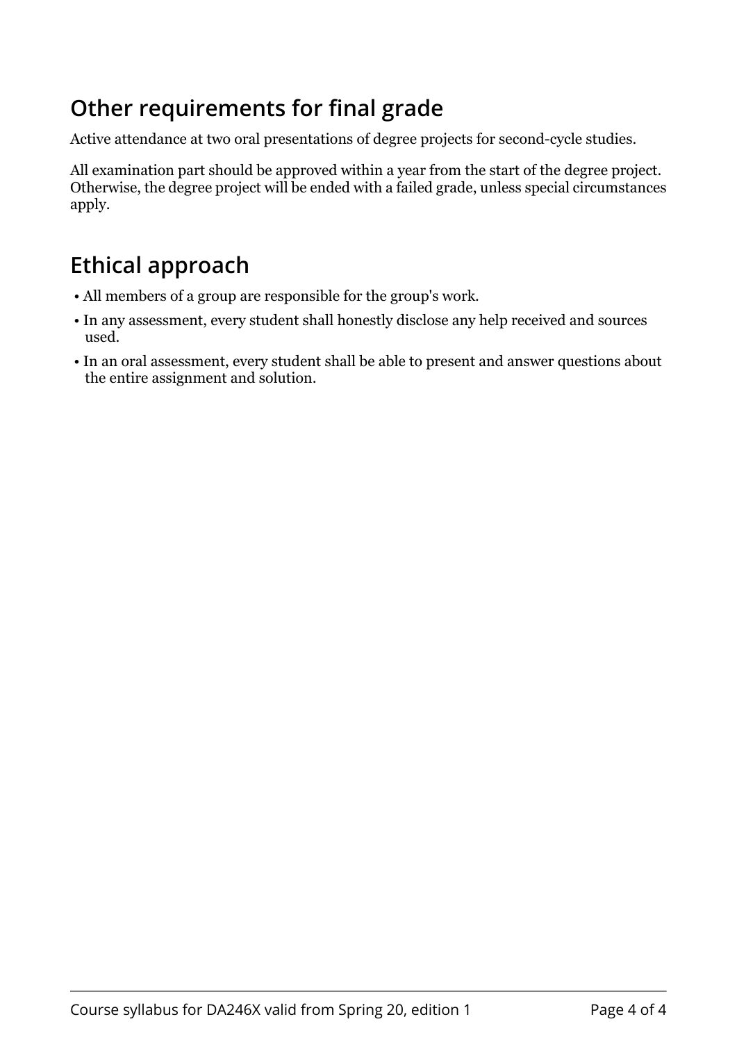## Other requirements for final grade

Active attendance at two oral presentations of degree projects for second-cycle studies.

All examination part should be approved within a year from the start of the degree project. Otherwise, the degree project will be ended with a failed grade, unless special circumstances apply.

## Ethical approach

- All members of a group are responsible for the group's work.
- In any assessment, every student shall honestly disclose any help received and sources used.
- In an oral assessment, every student shall be able to present and answer questions about the entire assignment and solution.